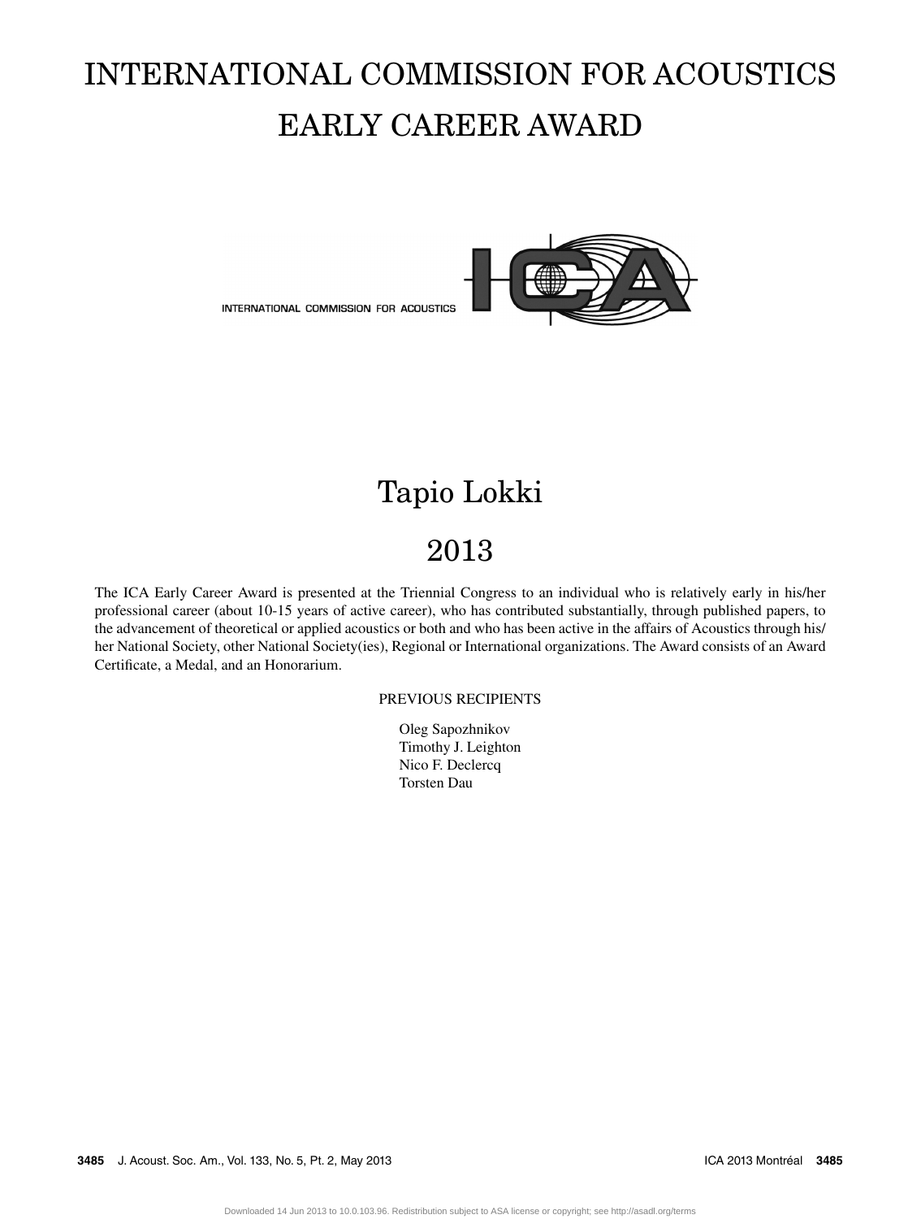# INTERNATIONAL COMMISSION FOR ACOUSTICS EARLY CAREER AWARD

INTERNATIONAL COMMISSION FOR ACOUSTICS

## Tapio Lokki

## 2013

The ICA Early Career Award is presented at the Triennial Congress to an individual who is relatively early in his/her professional career (about 10-15 years of active career), who has contributed substantially, through published papers, to the advancement of theoretical or applied acoustics or both and who has been active in the affairs of Acoustics through his/her National Society, other National Society(ies), Regional or International organizations. The Award consists of an Award Certificate, a Medal, and an Honorarium.

PREVIOUS RECIPIENTS

Oleg Sapozhnikov
Timothy J. Leighton
Nico F. Declercq
Torsten Dau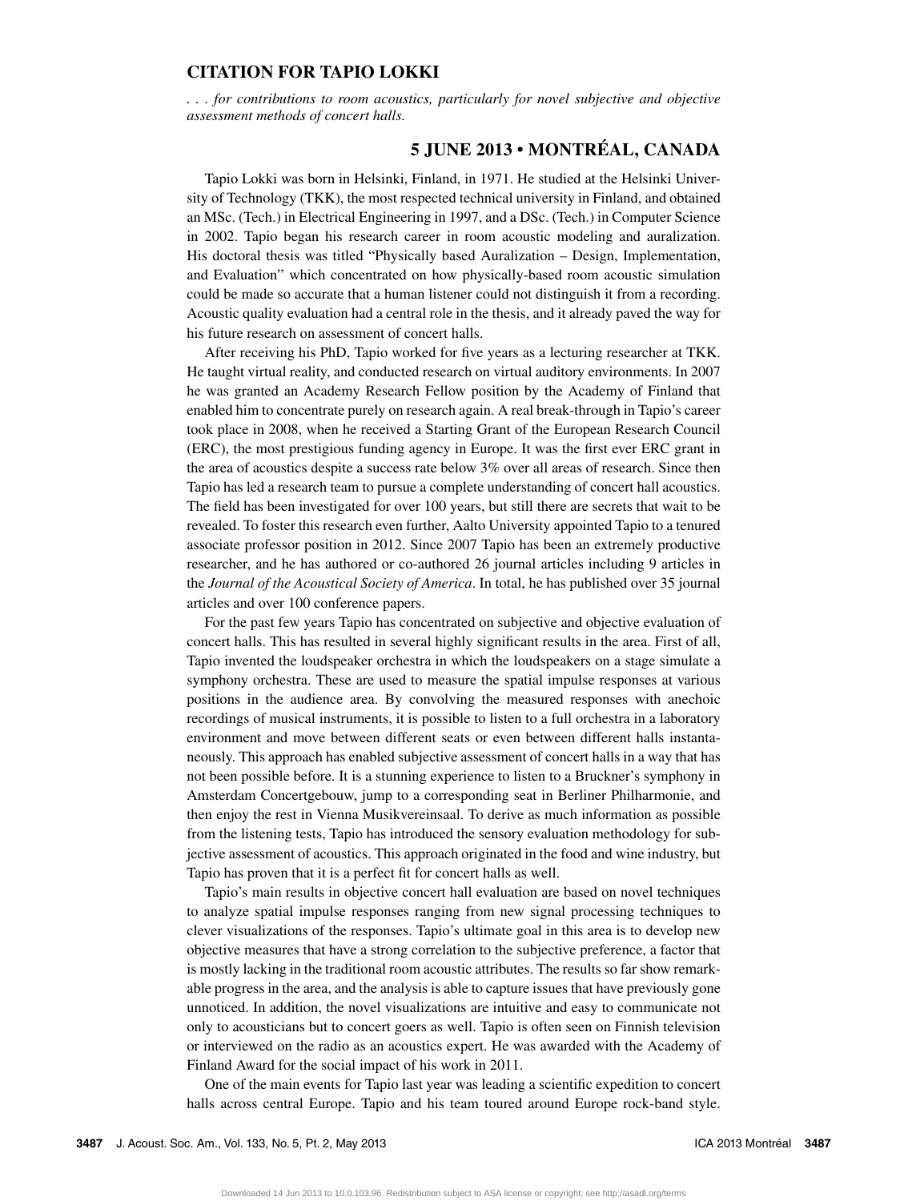## CITATION FOR TAPIO LOKKI

*. . . for contributions to room acoustics, particularly for novel subjective and objective assessment methods of concert halls.*

### 5 JUNE 2013 • MONTRÉAL, CANADA

Tapio Lokki was born in Helsinki, Finland, in 1971. He studied at the Helsinki University of Technology (TKK), the most respected technical university in Finland, and obtained an MSc. (Tech.) in Electrical Engineering in 1997, and a DSc. (Tech.) in Computer Science in 2002. Tapio began his research career in room acoustic modeling and auralization. His doctoral thesis was titled "Physically based Auralization – Design, Implementation, and Evaluation" which concentrated on how physically-based room acoustic simulation could be made so accurate that a human listener could not distinguish it from a recording. Acoustic quality evaluation had a central role in the thesis, and it already paved the way for his future research on assessment of concert halls.

After receiving his PhD, Tapio worked for five years as a lecturing researcher at TKK. He taught virtual reality, and conducted research on virtual auditory environments. In 2007 he was granted an Academy Research Fellow position by the Academy of Finland that enabled him to concentrate purely on research again. A real break-through in Tapio's career took place in 2008, when he received a Starting Grant of the European Research Council (ERC), the most prestigious funding agency in Europe. It was the first ever ERC grant in the area of acoustics despite a success rate below 3% over all areas of research. Since then Tapio has led a research team to pursue a complete understanding of concert hall acoustics. The field has been investigated for over 100 years, but still there are secrets that wait to be revealed. To foster this research even further, Aalto University appointed Tapio to a tenured associate professor position in 2012. Since 2007 Tapio has been an extremely productive researcher, and he has authored or co-authored 26 journal articles including 9 articles in the *Journal of the Acoustical Society of America*. In total, he has published over 35 journal articles and over 100 conference papers.

For the past few years Tapio has concentrated on subjective and objective evaluation of concert halls. This has resulted in several highly significant results in the area. First of all, Tapio invented the loudspeaker orchestra in which the loudspeakers on a stage simulate a symphony orchestra. These are used to measure the spatial impulse responses at various positions in the audience area. By convolving the measured responses with anechoic recordings of musical instruments, it is possible to listen to a full orchestra in a laboratory environment and move between different seats or even between different halls instantaneously. This approach has enabled subjective assessment of concert halls in a way that has not been possible before. It is a stunning experience to listen to a Bruckner's symphony in Amsterdam Concertgebouw, jump to a corresponding seat in Berliner Philharmonie, and then enjoy the rest in Vienna Musikvereinsaal. To derive as much information as possible from the listening tests, Tapio has introduced the sensory evaluation methodology for subjective assessment of acoustics. This approach originated in the food and wine industry, but Tapio has proven that it is a perfect fit for concert halls as well.

Tapio's main results in objective concert hall evaluation are based on novel techniques to analyze spatial impulse responses ranging from new signal processing techniques to clever visualizations of the responses. Tapio's ultimate goal in this area is to develop new objective measures that have a strong correlation to the subjective preference, a factor that is mostly lacking in the traditional room acoustic attributes. The results so far show remarkable progress in the area, and the analysis is able to capture issues that have previously gone unnoticed. In addition, the novel visualizations are intuitive and easy to communicate not only to acousticians but to concert goers as well. Tapio is often seen on Finnish television or interviewed on the radio as an acoustics expert. He was awarded with the Academy of Finland Award for the social impact of his work in 2011.

One of the main events for Tapio last year was leading a scientific expedition to concert halls across central Europe. Tapio and his team toured around Europe rock-band style.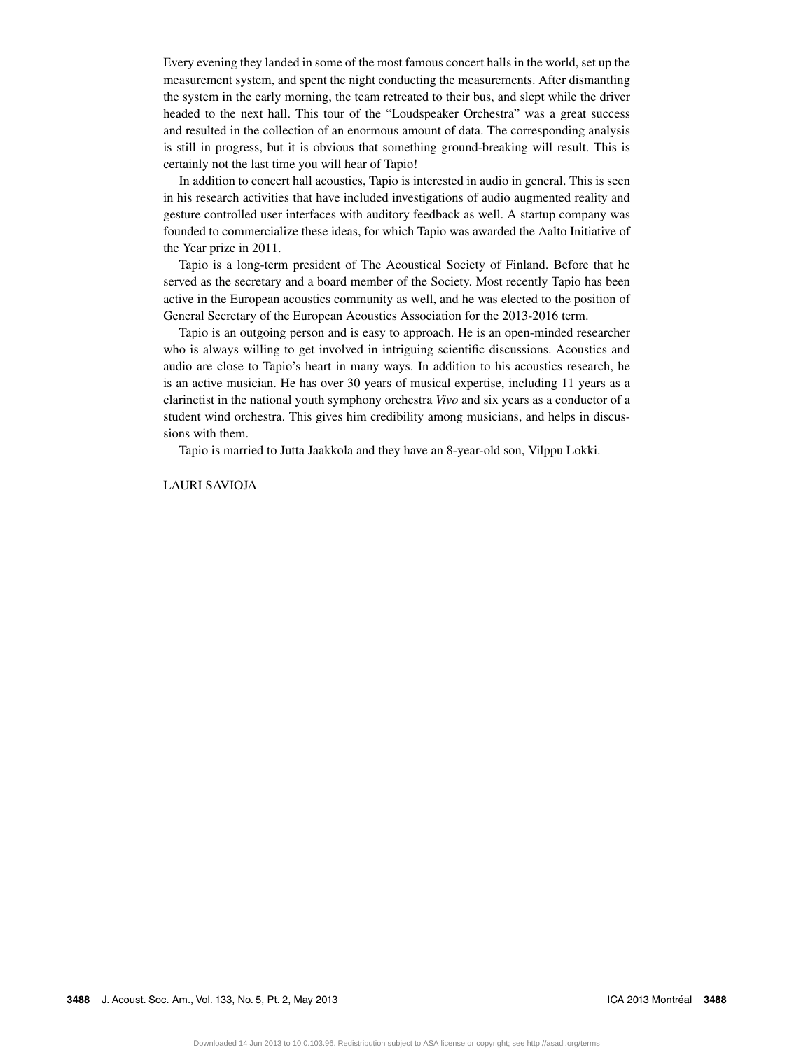Every evening they landed in some of the most famous concert halls in the world, set up the measurement system, and spent the night conducting the measurements. After dismantling the system in the early morning, the team retreated to their bus, and slept while the driver headed to the next hall. This tour of the "Loudspeaker Orchestra" was a great success and resulted in the collection of an enormous amount of data. The corresponding analysis is still in progress, but it is obvious that something ground-breaking will result. This is certainly not the last time you will hear of Tapio!

In addition to concert hall acoustics, Tapio is interested in audio in general. This is seen in his research activities that have included investigations of audio augmented reality and gesture controlled user interfaces with auditory feedback as well. A startup company was founded to commercialize these ideas, for which Tapio was awarded the Aalto Initiative of the Year prize in 2011.

Tapio is a long-term president of The Acoustical Society of Finland. Before that he served as the secretary and a board member of the Society. Most recently Tapio has been active in the European acoustics community as well, and he was elected to the position of General Secretary of the European Acoustics Association for the 2013-2016 term.

Tapio is an outgoing person and is easy to approach. He is an open-minded researcher who is always willing to get involved in intriguing scientific discussions. Acoustics and audio are close to Tapio's heart in many ways. In addition to his acoustics research, he is an active musician. He has over 30 years of musical expertise, including 11 years as a clarinetist in the national youth symphony orchestra *Vivo* and six years as a conductor of a student wind orchestra. This gives him credibility among musicians, and helps in discussions with them.

Tapio is married to Jutta Jaakkola and they have an 8-year-old son, Vilppu Lokki.

LAURI SAVIOJA